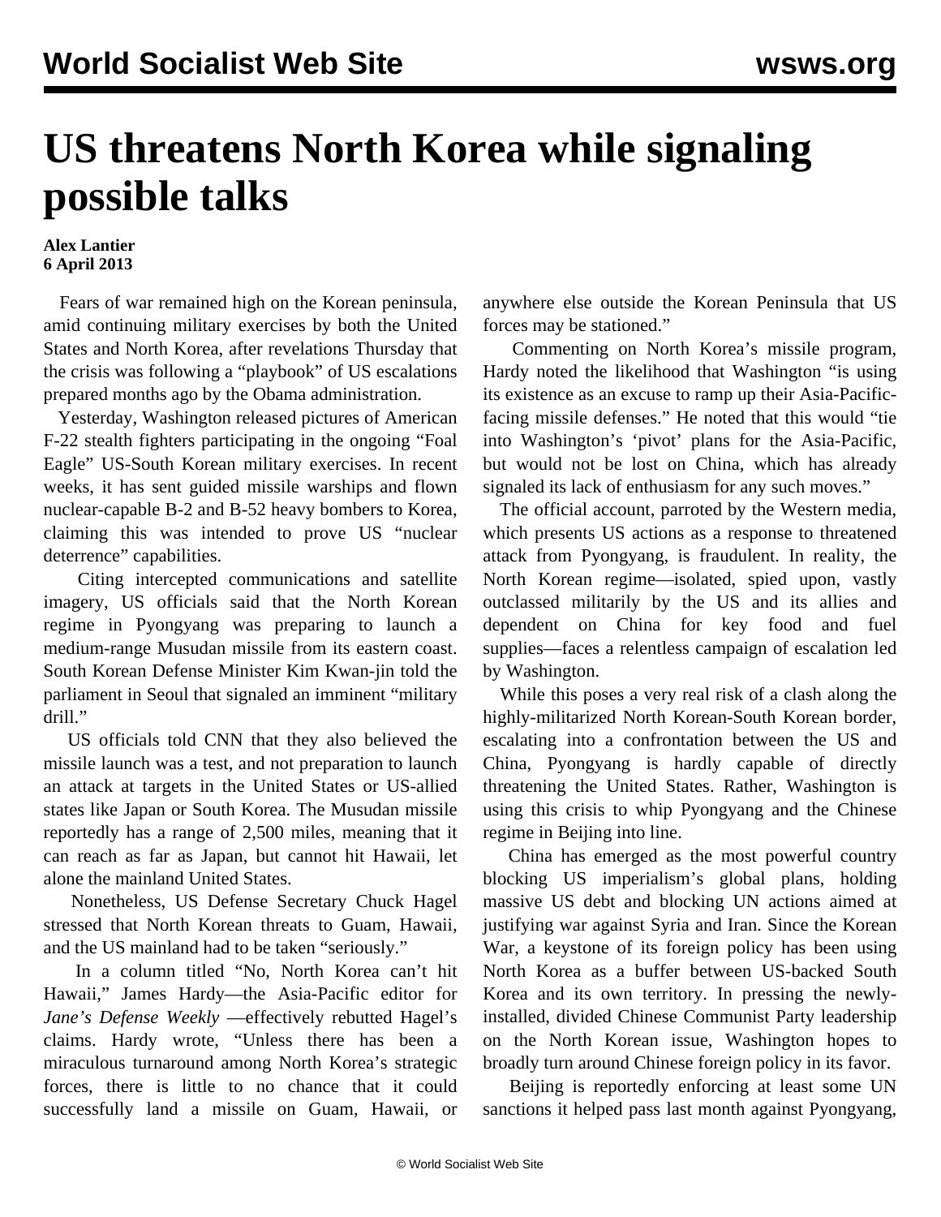# US threatens North Korea while signaling possible talks

**Alex Lantier**
**6 April 2013**

Fears of war remained high on the Korean peninsula, amid continuing military exercises by both the United States and North Korea, after revelations Thursday that the crisis was following a "playbook" of US escalations prepared months ago by the Obama administration.

Yesterday, Washington released pictures of American F-22 stealth fighters participating in the ongoing "Foal Eagle" US-South Korean military exercises. In recent weeks, it has sent guided missile warships and flown nuclear-capable B-2 and B-52 heavy bombers to Korea, claiming this was intended to prove US "nuclear deterrence" capabilities.

Citing intercepted communications and satellite imagery, US officials said that the North Korean regime in Pyongyang was preparing to launch a medium-range Musudan missile from its eastern coast. South Korean Defense Minister Kim Kwan-jin told the parliament in Seoul that signaled an imminent "military drill."

US officials told CNN that they also believed the missile launch was a test, and not preparation to launch an attack at targets in the United States or US-allied states like Japan or South Korea. The Musudan missile reportedly has a range of 2,500 miles, meaning that it can reach as far as Japan, but cannot hit Hawaii, let alone the mainland United States.

Nonetheless, US Defense Secretary Chuck Hagel stressed that North Korean threats to Guam, Hawaii, and the US mainland had to be taken "seriously."

In a column titled "No, North Korea can't hit Hawaii," James Hardy—the Asia-Pacific editor for *Jane's Defense Weekly* —effectively rebutted Hagel's claims. Hardy wrote, "Unless there has been a miraculous turnaround among North Korea's strategic forces, there is little to no chance that it could successfully land a missile on Guam, Hawaii, or anywhere else outside the Korean Peninsula that US forces may be stationed."

Commenting on North Korea's missile program, Hardy noted the likelihood that Washington "is using its existence as an excuse to ramp up their Asia-Pacific-facing missile defenses." He noted that this would "tie into Washington's 'pivot' plans for the Asia-Pacific, but would not be lost on China, which has already signaled its lack of enthusiasm for any such moves."

The official account, parroted by the Western media, which presents US actions as a response to threatened attack from Pyongyang, is fraudulent. In reality, the North Korean regime—isolated, spied upon, vastly outclassed militarily by the US and its allies and dependent on China for key food and fuel supplies—faces a relentless campaign of escalation led by Washington.

While this poses a very real risk of a clash along the highly-militarized North Korean-South Korean border, escalating into a confrontation between the US and China, Pyongyang is hardly capable of directly threatening the United States. Rather, Washington is using this crisis to whip Pyongyang and the Chinese regime in Beijing into line.

China has emerged as the most powerful country blocking US imperialism's global plans, holding massive US debt and blocking UN actions aimed at justifying war against Syria and Iran. Since the Korean War, a keystone of its foreign policy has been using North Korea as a buffer between US-backed South Korea and its own territory. In pressing the newly-installed, divided Chinese Communist Party leadership on the North Korean issue, Washington hopes to broadly turn around Chinese foreign policy in its favor.

Beijing is reportedly enforcing at least some UN sanctions it helped pass last month against Pyongyang,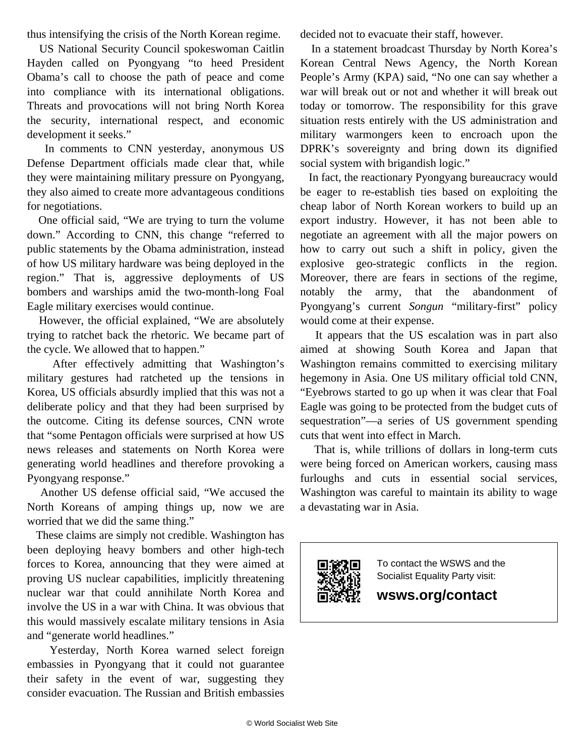thus intensifying the crisis of the North Korean regime.

US National Security Council spokeswoman Caitlin Hayden called on Pyongyang "to heed President Obama's call to choose the path of peace and come into compliance with its international obligations. Threats and provocations will not bring North Korea the security, international respect, and economic development it seeks."

In comments to CNN yesterday, anonymous US Defense Department officials made clear that, while they were maintaining military pressure on Pyongyang, they also aimed to create more advantageous conditions for negotiations.

One official said, "We are trying to turn the volume down." According to CNN, this change "referred to public statements by the Obama administration, instead of how US military hardware was being deployed in the region." That is, aggressive deployments of US bombers and warships amid the two-month-long Foal Eagle military exercises would continue.

However, the official explained, "We are absolutely trying to ratchet back the rhetoric. We became part of the cycle. We allowed that to happen."

After effectively admitting that Washington's military gestures had ratcheted up the tensions in Korea, US officials absurdly implied that this was not a deliberate policy and that they had been surprised by the outcome. Citing its defense sources, CNN wrote that "some Pentagon officials were surprised at how US news releases and statements on North Korea were generating world headlines and therefore provoking a Pyongyang response."

Another US defense official said, "We accused the North Koreans of amping things up, now we are worried that we did the same thing."

These claims are simply not credible. Washington has been deploying heavy bombers and other high-tech forces to Korea, announcing that they were aimed at proving US nuclear capabilities, implicitly threatening nuclear war that could annihilate North Korea and involve the US in a war with China. It was obvious that this would massively escalate military tensions in Asia and "generate world headlines."

Yesterday, North Korea warned select foreign embassies in Pyongyang that it could not guarantee their safety in the event of war, suggesting they consider evacuation. The Russian and British embassies decided not to evacuate their staff, however.

In a statement broadcast Thursday by North Korea's Korean Central News Agency, the North Korean People's Army (KPA) said, "No one can say whether a war will break out or not and whether it will break out today or tomorrow. The responsibility for this grave situation rests entirely with the US administration and military warmongers keen to encroach upon the DPRK's sovereignty and bring down its dignified social system with brigandish logic."

In fact, the reactionary Pyongyang bureaucracy would be eager to re-establish ties based on exploiting the cheap labor of North Korean workers to build up an export industry. However, it has not been able to negotiate an agreement with all the major powers on how to carry out such a shift in policy, given the explosive geo-strategic conflicts in the region. Moreover, there are fears in sections of the regime, notably the army, that the abandonment of Pyongyang's current *Songun* "military-first" policy would come at their expense.

It appears that the US escalation was in part also aimed at showing South Korea and Japan that Washington remains committed to exercising military hegemony in Asia. One US military official told CNN, "Eyebrows started to go up when it was clear that Foal Eagle was going to be protected from the budget cuts of sequestration"—a series of US government spending cuts that went into effect in March.

That is, while trillions of dollars in long-term cuts were being forced on American workers, causing mass furloughs and cuts in essential social services, Washington was careful to maintain its ability to wage a devastating war in Asia.

To contact the WSWS and the Socialist Equality Party visit:

**wsws.org/contact**